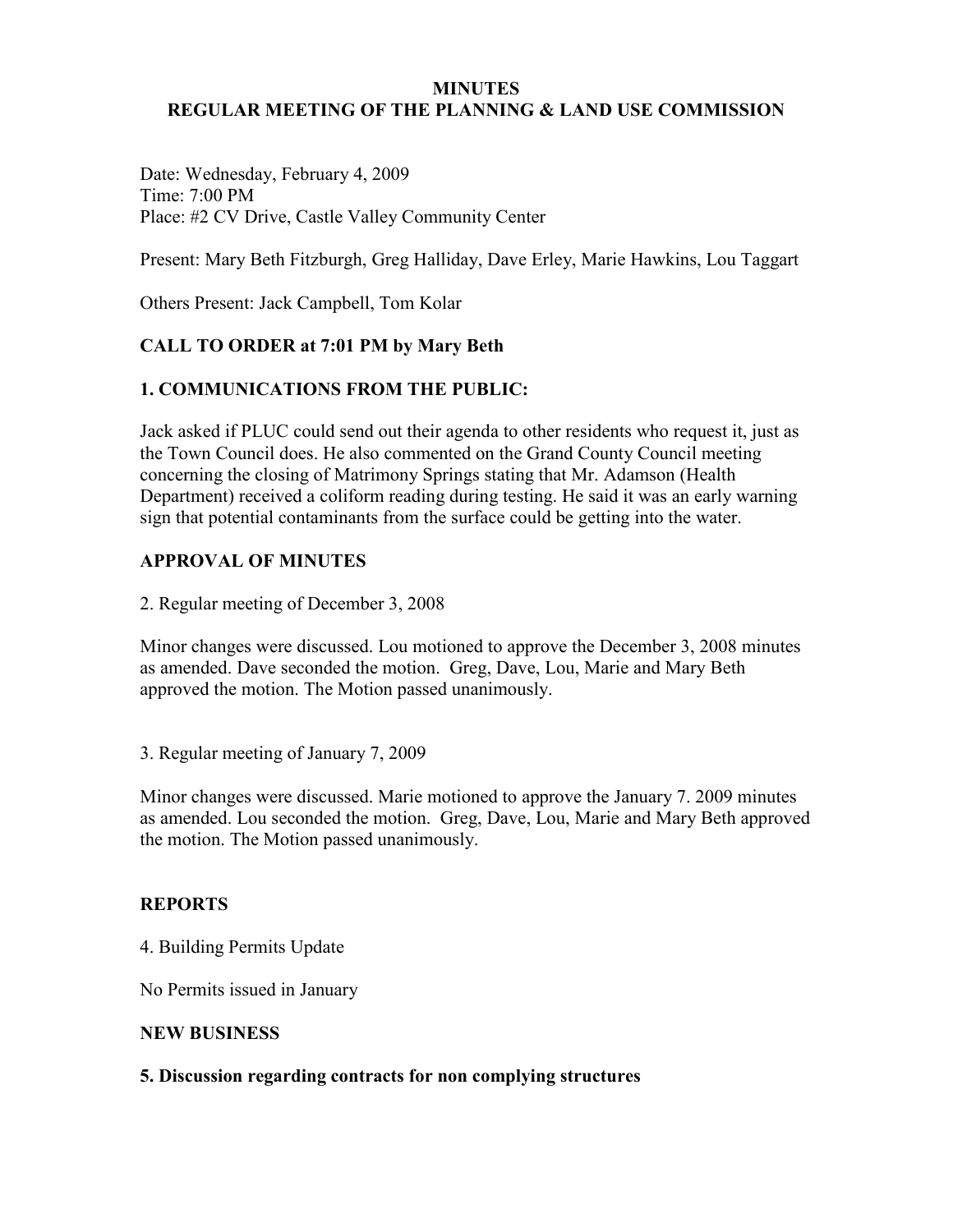**MINUTES**
**REGULAR MEETING OF THE PLANNING & LAND USE COMMISSION**

Date: Wednesday, February 4, 2009
Time: 7:00 PM
Place: #2 CV Drive, Castle Valley Community Center

Present: Mary Beth Fitzburgh, Greg Halliday, Dave Erley, Marie Hawkins, Lou Taggart

Others Present: Jack Campbell, Tom Kolar

**CALL TO ORDER at 7:01 PM by Mary Beth**

**1. COMMUNICATIONS FROM THE PUBLIC:**

Jack asked if PLUC could send out their agenda to other residents who request it, just as the Town Council does. He also commented on the Grand County Council meeting concerning the closing of Matrimony Springs stating that Mr. Adamson (Health Department) received a coliform reading during testing. He said it was an early warning sign that potential contaminants from the surface could be getting into the water.

**APPROVAL OF MINUTES**

2. Regular meeting of December 3, 2008

Minor changes were discussed. Lou motioned to approve the December 3, 2008 minutes as amended. Dave seconded the motion. Greg, Dave, Lou, Marie and Mary Beth approved the motion. The Motion passed unanimously.

3. Regular meeting of January 7, 2009

Minor changes were discussed. Marie motioned to approve the January 7. 2009 minutes as amended. Lou seconded the motion. Greg, Dave, Lou, Marie and Mary Beth approved the motion. The Motion passed unanimously.

**REPORTS**

4. Building Permits Update

No Permits issued in January

**NEW BUSINESS**

**5. Discussion regarding contracts for non complying structures**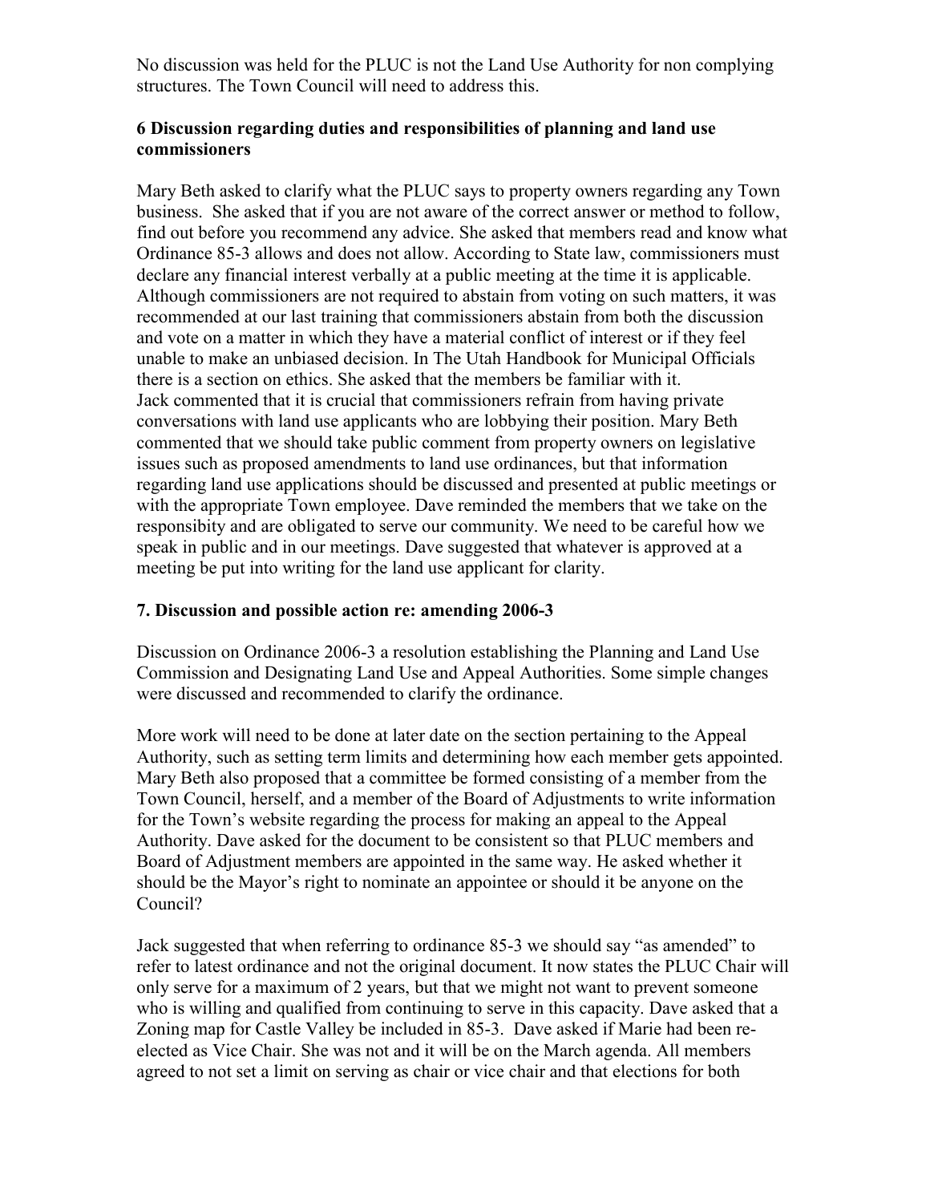No discussion was held for the PLUC is not the Land Use Authority for non complying structures. The Town Council will need to address this.

### 6 Discussion regarding duties and responsibilities of planning and land use commissioners

Mary Beth asked to clarify what the PLUC says to property owners regarding any Town business. She asked that if you are not aware of the correct answer or method to follow, find out before you recommend any advice. She asked that members read and know what Ordinance 85-3 allows and does not allow. According to State law, commissioners must declare any financial interest verbally at a public meeting at the time it is applicable. Although commissioners are not required to abstain from voting on such matters, it was recommended at our last training that commissioners abstain from both the discussion and vote on a matter in which they have a material conflict of interest or if they feel unable to make an unbiased decision. In The Utah Handbook for Municipal Officials there is a section on ethics. She asked that the members be familiar with it.
Jack commented that it is crucial that commissioners refrain from having private conversations with land use applicants who are lobbying their position. Mary Beth commented that we should take public comment from property owners on legislative issues such as proposed amendments to land use ordinances, but that information regarding land use applications should be discussed and presented at public meetings or with the appropriate Town employee. Dave reminded the members that we take on the responsibity and are obligated to serve our community. We need to be careful how we speak in public and in our meetings. Dave suggested that whatever is approved at a meeting be put into writing for the land use applicant for clarity.

### 7. Discussion and possible action re: amending 2006-3

Discussion on Ordinance 2006-3 a resolution establishing the Planning and Land Use Commission and Designating Land Use and Appeal Authorities. Some simple changes were discussed and recommended to clarify the ordinance.

More work will need to be done at later date on the section pertaining to the Appeal Authority, such as setting term limits and determining how each member gets appointed. Mary Beth also proposed that a committee be formed consisting of a member from the Town Council, herself, and a member of the Board of Adjustments to write information for the Town's website regarding the process for making an appeal to the Appeal Authority. Dave asked for the document to be consistent so that PLUC members and Board of Adjustment members are appointed in the same way. He asked whether it should be the Mayor's right to nominate an appointee or should it be anyone on the Council?

Jack suggested that when referring to ordinance 85-3 we should say "as amended" to refer to latest ordinance and not the original document. It now states the PLUC Chair will only serve for a maximum of 2 years, but that we might not want to prevent someone who is willing and qualified from continuing to serve in this capacity. Dave asked that a Zoning map for Castle Valley be included in 85-3. Dave asked if Marie had been re-elected as Vice Chair. She was not and it will be on the March agenda. All members agreed to not set a limit on serving as chair or vice chair and that elections for both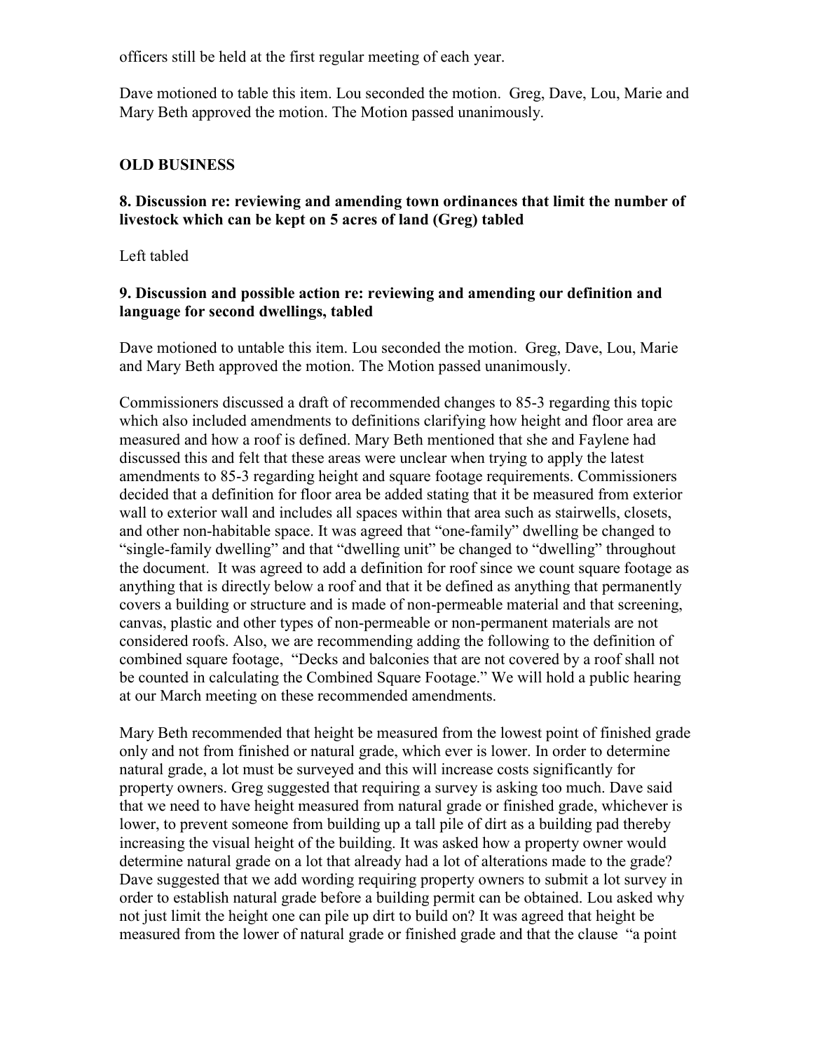officers still be held at the first regular meeting of each year.

Dave motioned to table this item. Lou seconded the motion. Greg, Dave, Lou, Marie and Mary Beth approved the motion. The Motion passed unanimously.

## OLD BUSINESS

### 8. Discussion re: reviewing and amending town ordinances that limit the number of livestock which can be kept on 5 acres of land (Greg) tabled

Left tabled

### 9. Discussion and possible action re: reviewing and amending our definition and language for second dwellings, tabled

Dave motioned to untable this item. Lou seconded the motion. Greg, Dave, Lou, Marie and Mary Beth approved the motion. The Motion passed unanimously.

Commissioners discussed a draft of recommended changes to 85-3 regarding this topic which also included amendments to definitions clarifying how height and floor area are measured and how a roof is defined. Mary Beth mentioned that she and Faylene had discussed this and felt that these areas were unclear when trying to apply the latest amendments to 85-3 regarding height and square footage requirements. Commissioners decided that a definition for floor area be added stating that it be measured from exterior wall to exterior wall and includes all spaces within that area such as stairwells, closets, and other non-habitable space. It was agreed that "one-family" dwelling be changed to "single-family dwelling" and that "dwelling unit" be changed to "dwelling" throughout the document. It was agreed to add a definition for roof since we count square footage as anything that is directly below a roof and that it be defined as anything that permanently covers a building or structure and is made of non-permeable material and that screening, canvas, plastic and other types of non-permeable or non-permanent materials are not considered roofs. Also, we are recommending adding the following to the definition of combined square footage, "Decks and balconies that are not covered by a roof shall not be counted in calculating the Combined Square Footage." We will hold a public hearing at our March meeting on these recommended amendments.

Mary Beth recommended that height be measured from the lowest point of finished grade only and not from finished or natural grade, which ever is lower. In order to determine natural grade, a lot must be surveyed and this will increase costs significantly for property owners. Greg suggested that requiring a survey is asking too much. Dave said that we need to have height measured from natural grade or finished grade, whichever is lower, to prevent someone from building up a tall pile of dirt as a building pad thereby increasing the visual height of the building. It was asked how a property owner would determine natural grade on a lot that already had a lot of alterations made to the grade? Dave suggested that we add wording requiring property owners to submit a lot survey in order to establish natural grade before a building permit can be obtained. Lou asked why not just limit the height one can pile up dirt to build on? It was agreed that height be measured from the lower of natural grade or finished grade and that the clause "a point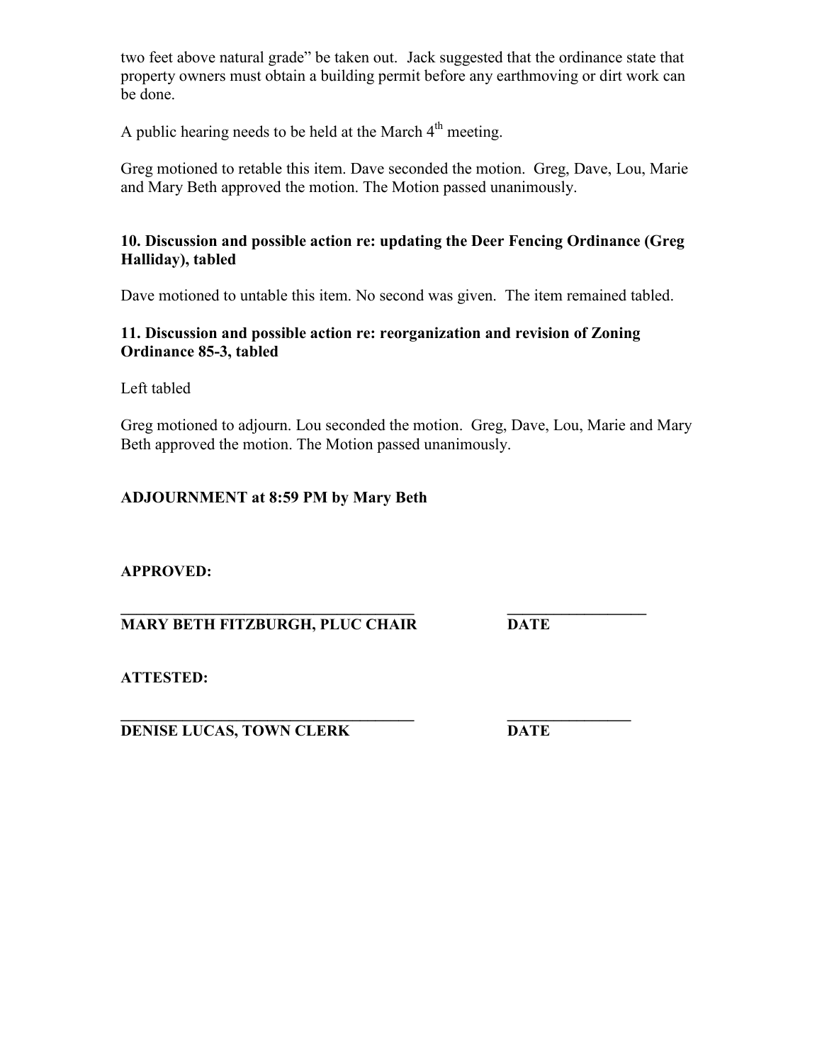two feet above natural grade" be taken out. Jack suggested that the ordinance state that property owners must obtain a building permit before any earthmoving or dirt work can be done.

A public hearing needs to be held at the March 4th meeting.

Greg motioned to retable this item. Dave seconded the motion. Greg, Dave, Lou, Marie and Mary Beth approved the motion. The Motion passed unanimously.

**10. Discussion and possible action re: updating the Deer Fencing Ordinance (Greg Halliday), tabled**

Dave motioned to untable this item. No second was given. The item remained tabled.

**11. Discussion and possible action re: reorganization and revision of Zoning Ordinance 85-3, tabled**

Left tabled

Greg motioned to adjourn. Lou seconded the motion. Greg, Dave, Lou, Marie and Mary Beth approved the motion. The Motion passed unanimously.

**ADJOURNMENT at 8:59 PM by Mary Beth**

**APPROVED:**

**_______________________________________ __________________**
**MARY BETH FITZBURGH, PLUC CHAIR DATE**

**ATTESTED:**

**_______________________________________ ________________**
**DENISE LUCAS, TOWN CLERK DATE**